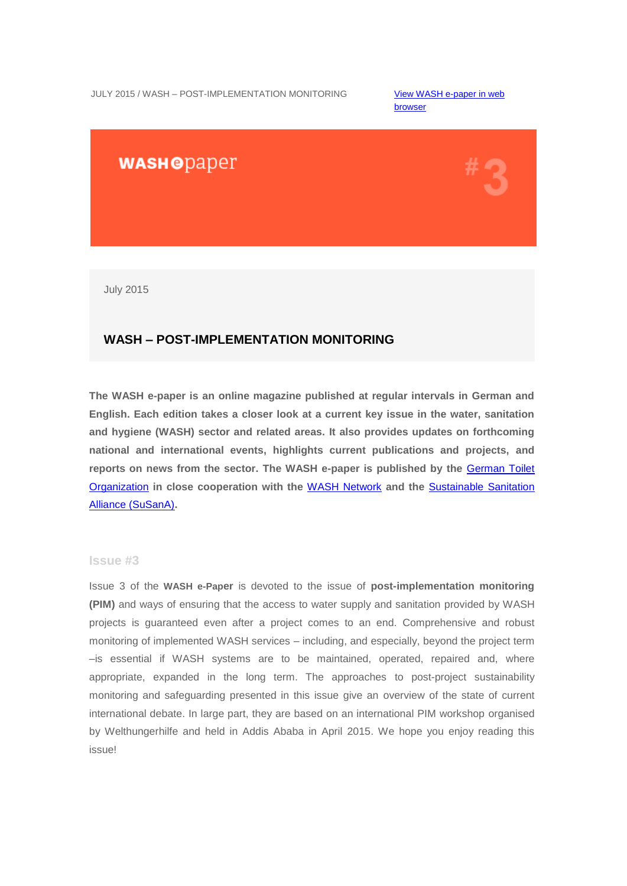JULY 2015 / WASH – POST-IMPLEMENTATION MONITORING

[View WASH e-paper in web browser]

WASH e paper #3

July 2015

## WASH – POST-IMPLEMENTATION MONITORING

**The WASH e-paper is an online magazine published at regular intervals in German and English. Each edition takes a closer look at a current key issue in the water, sanitation and hygiene (WASH) sector and related areas. It also provides updates on forthcoming national and international events, highlights current publications and projects, and reports on news from the sector. The WASH e-paper is published by the German Toilet Organization in close cooperation with the WASH Network and the Sustainable Sanitation Alliance (SuSanA).**

### Issue #3

Issue 3 of the **WASH e-Paper** is devoted to the issue of **post-implementation monitoring (PIM)** and ways of ensuring that the access to water supply and sanitation provided by WASH projects is guaranteed even after a project comes to an end. Comprehensive and robust monitoring of implemented WASH services – including, and especially, beyond the project term –is essential if WASH systems are to be maintained, operated, repaired and, where appropriate, expanded in the long term. The approaches to post-project sustainability monitoring and safeguarding presented in this issue give an overview of the state of current international debate. In large part, they are based on an international PIM workshop organised by Welthungerhilfe and held in Addis Ababa in April 2015. We hope you enjoy reading this issue!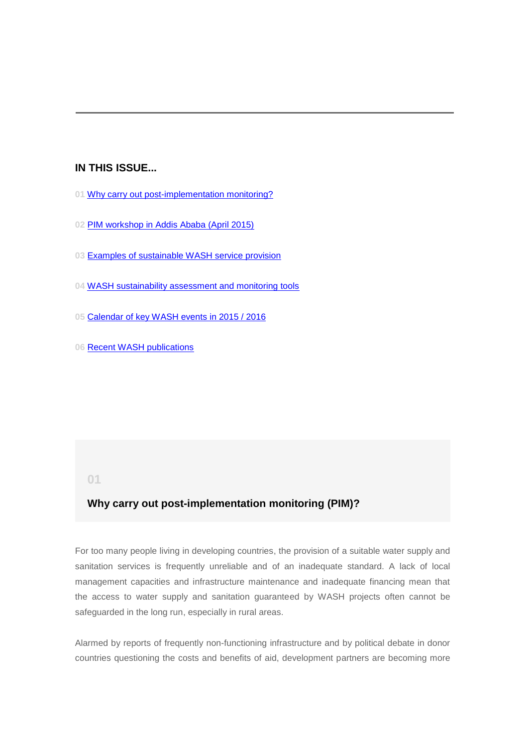## IN THIS ISSUE...

01 Why carry out post-implementation monitoring?

02 PIM workshop in Addis Ababa (April 2015)

03 Examples of sustainable WASH service provision

04 WASH sustainability assessment and monitoring tools

05 Calendar of key WASH events in 2015 / 2016

06 Recent WASH publications

01

### Why carry out post-implementation monitoring (PIM)?

For too many people living in developing countries, the provision of a suitable water supply and sanitation services is frequently unreliable and of an inadequate standard. A lack of local management capacities and infrastructure maintenance and inadequate financing mean that the access to water supply and sanitation guaranteed by WASH projects often cannot be safeguarded in the long run, especially in rural areas.

Alarmed by reports of frequently non-functioning infrastructure and by political debate in donor countries questioning the costs and benefits of aid, development partners are becoming more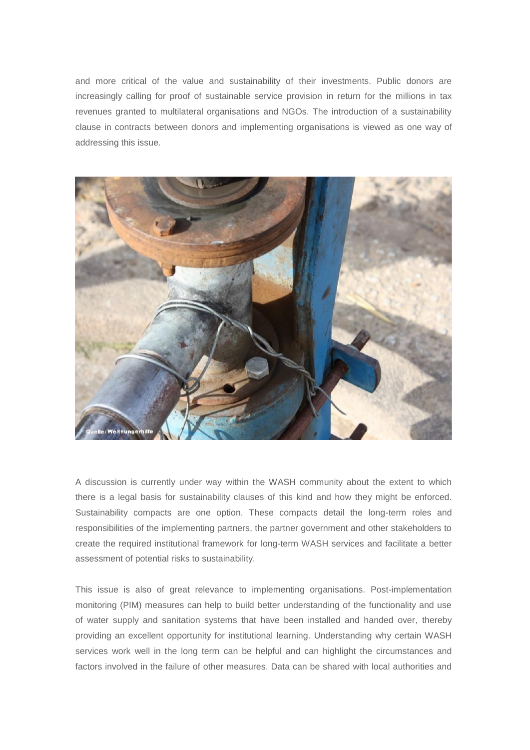and more critical of the value and sustainability of their investments. Public donors are increasingly calling for proof of sustainable service provision in return for the millions in tax revenues granted to multilateral organisations and NGOs. The introduction of a sustainability clause in contracts between donors and implementing organisations is viewed as one way of addressing this issue.

A discussion is currently under way within the WASH community about the extent to which there is a legal basis for sustainability clauses of this kind and how they might be enforced. Sustainability compacts are one option. These compacts detail the long-term roles and responsibilities of the implementing partners, the partner government and other stakeholders to create the required institutional framework for long-term WASH services and facilitate a better assessment of potential risks to sustainability.

This issue is also of great relevance to implementing organisations. Post-implementation monitoring (PIM) measures can help to build better understanding of the functionality and use of water supply and sanitation systems that have been installed and handed over, thereby providing an excellent opportunity for institutional learning. Understanding why certain WASH services work well in the long term can be helpful and can highlight the circumstances and factors involved in the failure of other measures. Data can be shared with local authorities and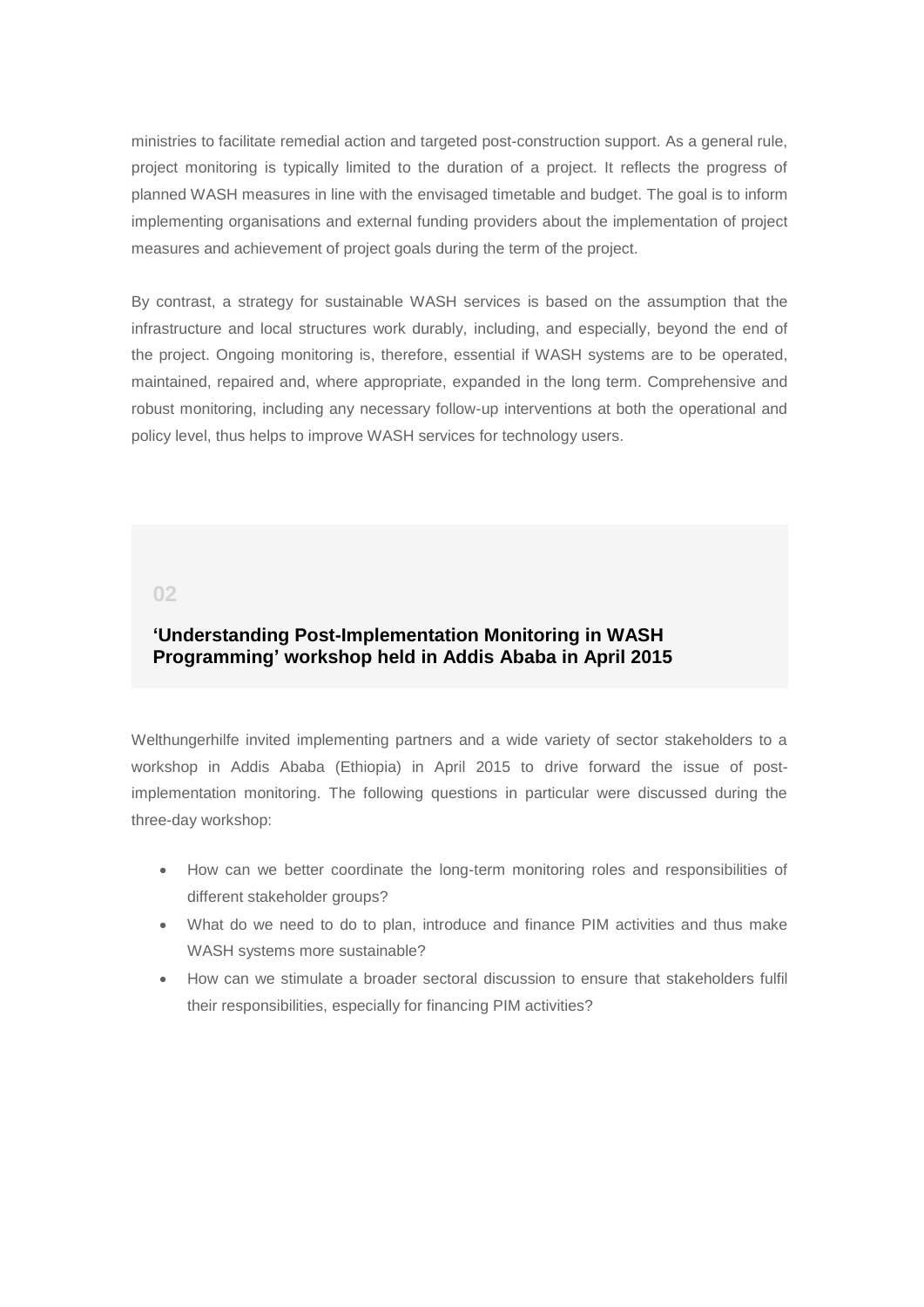ministries to facilitate remedial action and targeted post-construction support. As a general rule, project monitoring is typically limited to the duration of a project. It reflects the progress of planned WASH measures in line with the envisaged timetable and budget. The goal is to inform implementing organisations and external funding providers about the implementation of project measures and achievement of project goals during the term of the project.

By contrast, a strategy for sustainable WASH services is based on the assumption that the infrastructure and local structures work durably, including, and especially, beyond the end of the project. Ongoing monitoring is, therefore, essential if WASH systems are to be operated, maintained, repaired and, where appropriate, expanded in the long term. Comprehensive and robust monitoring, including any necessary follow-up interventions at both the operational and policy level, thus helps to improve WASH services for technology users.

## 02

## 'Understanding Post-Implementation Monitoring in WASH Programming' workshop held in Addis Ababa in April 2015

Welthungerhilfe invited implementing partners and a wide variety of sector stakeholders to a workshop in Addis Ababa (Ethiopia) in April 2015 to drive forward the issue of post-implementation monitoring. The following questions in particular were discussed during the three-day workshop:

- How can we better coordinate the long-term monitoring roles and responsibilities of different stakeholder groups?
- What do we need to do to plan, introduce and finance PIM activities and thus make WASH systems more sustainable?
- How can we stimulate a broader sectoral discussion to ensure that stakeholders fulfil their responsibilities, especially for financing PIM activities?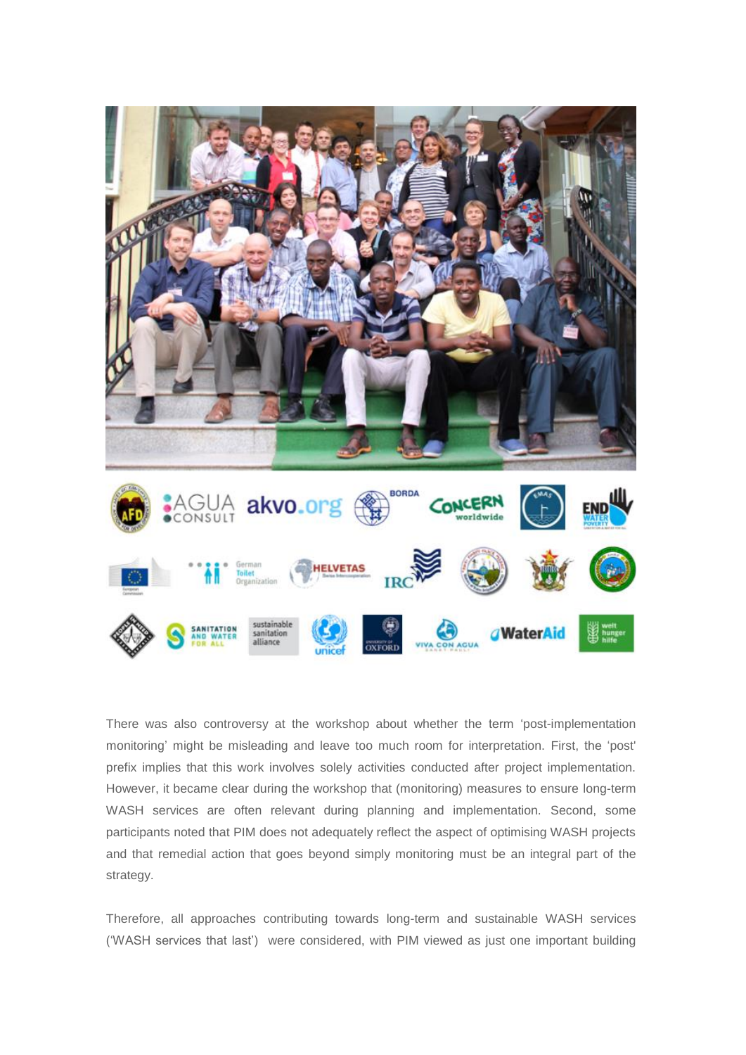There was also controversy at the workshop about whether the term 'post-implementation monitoring' might be misleading and leave too much room for interpretation. First, the 'post' prefix implies that this work involves solely activities conducted after project implementation. However, it became clear during the workshop that (monitoring) measures to ensure long-term WASH services are often relevant during planning and implementation. Second, some participants noted that PIM does not adequately reflect the aspect of optimising WASH projects and that remedial action that goes beyond simply monitoring must be an integral part of the strategy.

Therefore, all approaches contributing towards long-term and sustainable WASH services ('WASH services that last') were considered, with PIM viewed as just one important building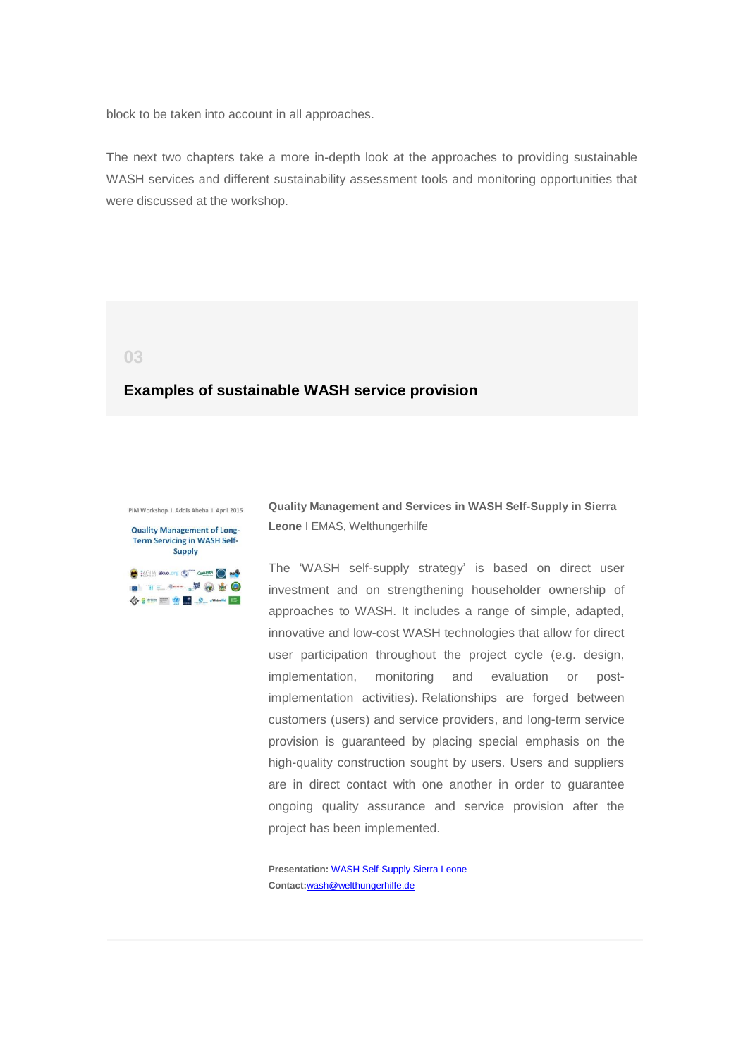block to be taken into account in all approaches.

The next two chapters take a more in-depth look at the approaches to providing sustainable WASH services and different sustainability assessment tools and monitoring opportunities that were discussed at the workshop.

03

## Examples of sustainable WASH service provision

PIM Workshop I Addis Abeba I April 2015

Quality Management of Long-Term Servicing in WASH Self-Supply

**Quality Management and Services in WASH Self-Supply in Sierra Leone** I EMAS, Welthungerhilfe

The 'WASH self-supply strategy' is based on direct user investment and on strengthening householder ownership of approaches to WASH. It includes a range of simple, adapted, innovative and low-cost WASH technologies that allow for direct user participation throughout the project cycle (e.g. design, implementation, monitoring and evaluation or post-implementation activities). Relationships are forged between customers (users) and service providers, and long-term service provision is guaranteed by placing special emphasis on the high-quality construction sought by users. Users and suppliers are in direct contact with one another in order to guarantee ongoing quality assurance and service provision after the project has been implemented.

**Presentation:** WASH Self-Supply Sierra Leone
**Contact:**wash@welthungerhilfe.de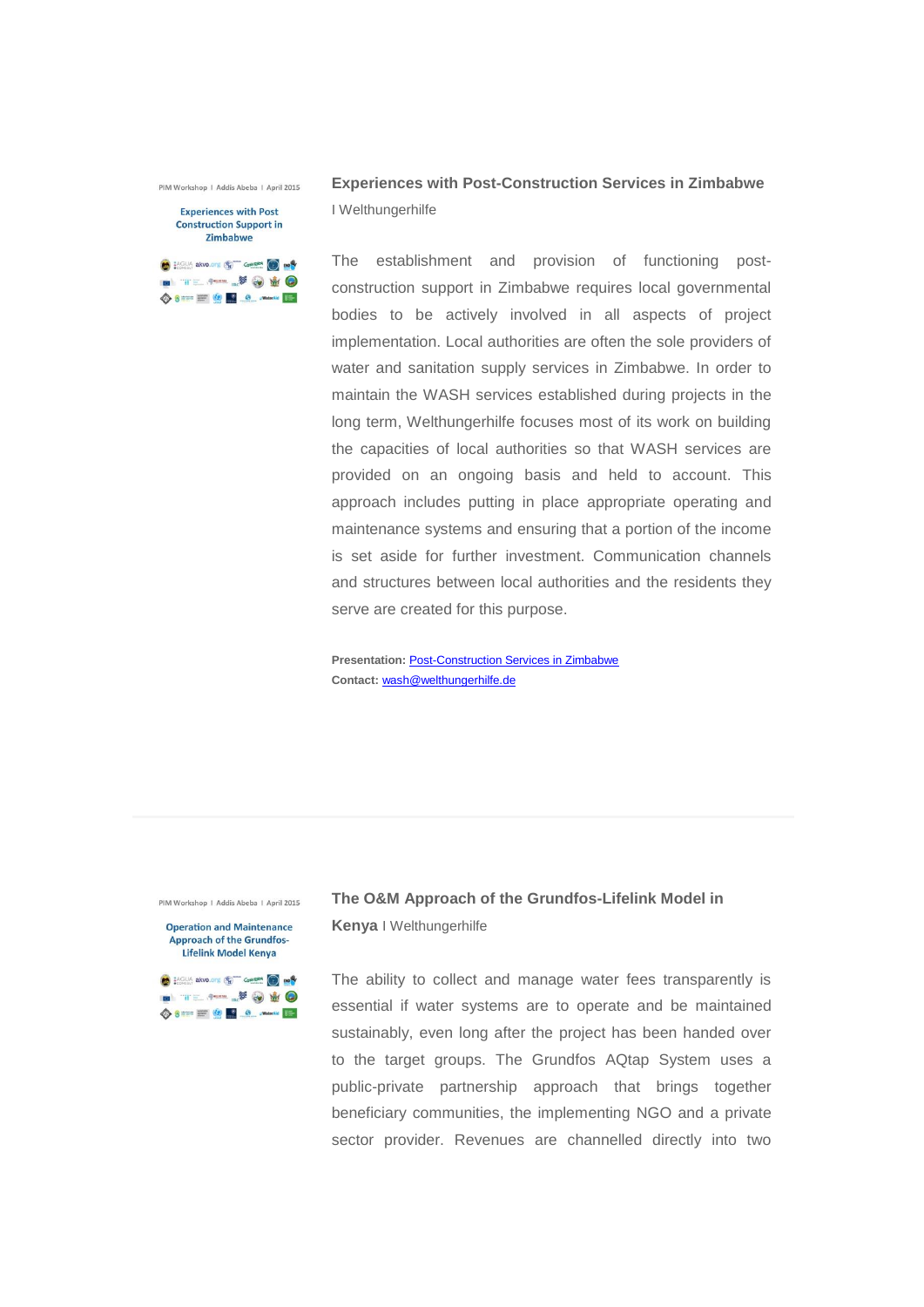### Experiences with Post-Construction Services in Zimbabwe

I Welthungerhilfe

The establishment and provision of functioning post-construction support in Zimbabwe requires local governmental bodies to be actively involved in all aspects of project implementation. Local authorities are often the sole providers of water and sanitation supply services in Zimbabwe. In order to maintain the WASH services established during projects in the long term, Welthungerhilfe focuses most of its work on building the capacities of local authorities so that WASH services are provided on an ongoing basis and held to account. This approach includes putting in place appropriate operating and maintenance systems and ensuring that a portion of the income is set aside for further investment. Communication channels and structures between local authorities and the residents they serve are created for this purpose.

**Presentation:** [Post-Construction Services in Zimbabwe]()
**Contact:** [wash@welthungerhilfe.de](mailto:wash@welthungerhilfe.de)

---

### The O&M Approach of the Grundfos-Lifelink Model in Kenya

I Welthungerhilfe

The ability to collect and manage water fees transparently is essential if water systems are to operate and be maintained sustainably, even long after the project has been handed over to the target groups. The Grundfos AQtap System uses a public-private partnership approach that brings together beneficiary communities, the implementing NGO and a private sector provider. Revenues are channelled directly into two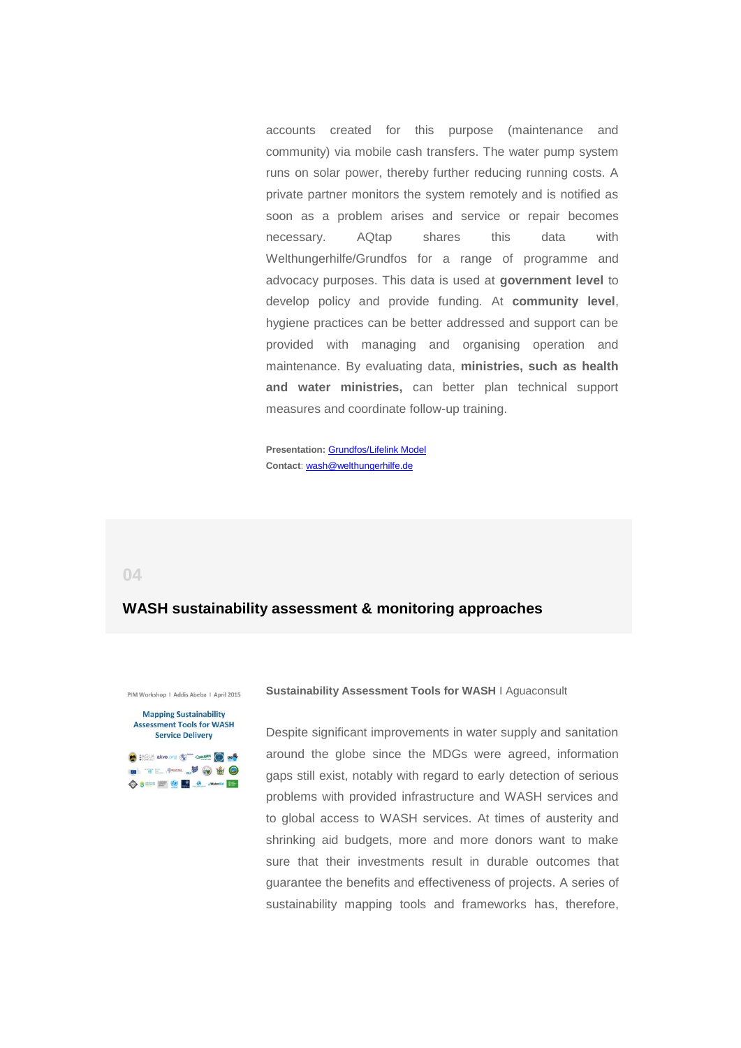accounts created for this purpose (maintenance and community) via mobile cash transfers. The water pump system runs on solar power, thereby further reducing running costs. A private partner monitors the system remotely and is notified as soon as a problem arises and service or repair becomes necessary. AQtap shares this data with Welthungerhilfe/Grundfos for a range of programme and advocacy purposes. This data is used at **government level** to develop policy and provide funding. At **community level**, hygiene practices can be better addressed and support can be provided with managing and organising operation and maintenance. By evaluating data, **ministries, such as health and water ministries,** can better plan technical support measures and coordinate follow-up training.

**Presentation:** [Grundfos/Lifelink Model]()
**Contact**: [wash@welthungerhilfe.de](mailto:wash@welthungerhilfe.de)

04

## WASH sustainability assessment & monitoring approaches

PIM Workshop I Addis Abeba I April 2015

Mapping Sustainability Assessment Tools for WASH Service Delivery

**Sustainability Assessment Tools for WASH** I Aguaconsult

Despite significant improvements in water supply and sanitation around the globe since the MDGs were agreed, information gaps still exist, notably with regard to early detection of serious problems with provided infrastructure and WASH services and to global access to WASH services. At times of austerity and shrinking aid budgets, more and more donors want to make sure that their investments result in durable outcomes that guarantee the benefits and effectiveness of projects. A series of sustainability mapping tools and frameworks has, therefore,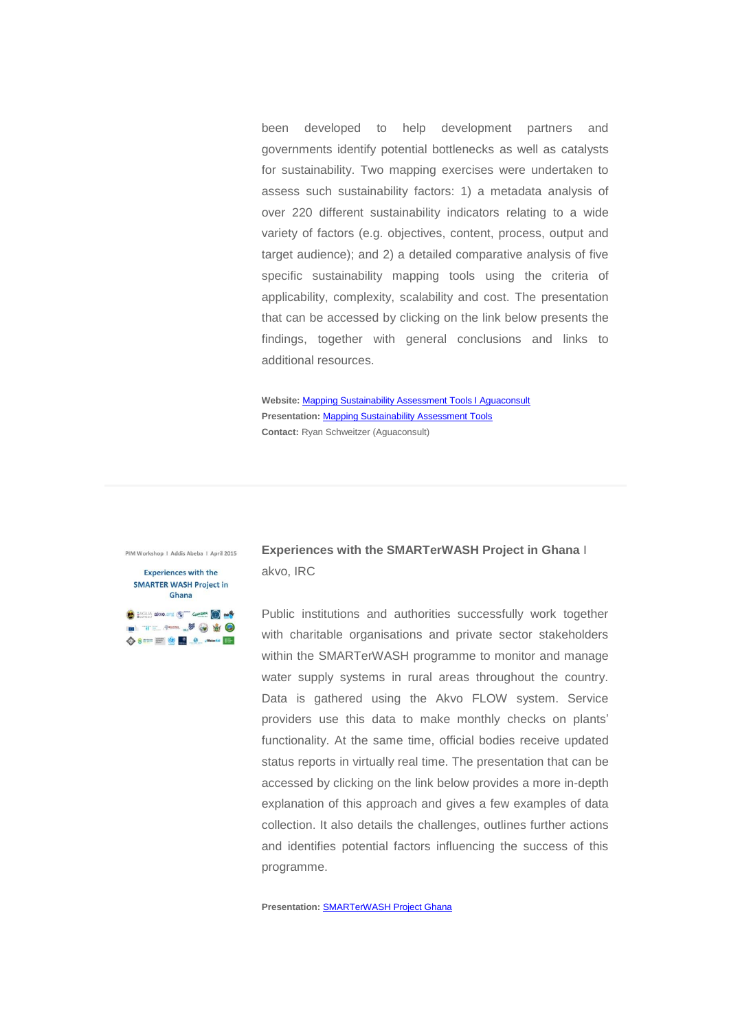been developed to help development partners and governments identify potential bottlenecks as well as catalysts for sustainability. Two mapping exercises were undertaken to assess such sustainability factors: 1) a metadata analysis of over 220 different sustainability indicators relating to a wide variety of factors (e.g. objectives, content, process, output and target audience); and 2) a detailed comparative analysis of five specific sustainability mapping tools using the criteria of applicability, complexity, scalability and cost. The presentation that can be accessed by clicking on the link below presents the findings, together with general conclusions and links to additional resources.

**Website:** Mapping Sustainability Assessment Tools I Aguaconsult
**Presentation:** Mapping Sustainability Assessment Tools
**Contact:** Ryan Schweitzer (Aguaconsult)

---

PIM Workshop I Addis Abeba I April 2015

Experiences with the SMARTER WASH Project in Ghana

**Experiences with the SMARTerWASH Project in Ghana** I akvo, IRC

Public institutions and authorities successfully work together with charitable organisations and private sector stakeholders within the SMARTerWASH programme to monitor and manage water supply systems in rural areas throughout the country. Data is gathered using the Akvo FLOW system. Service providers use this data to make monthly checks on plants' functionality. At the same time, official bodies receive updated status reports in virtually real time. The presentation that can be accessed by clicking on the link below provides a more in-depth explanation of this approach and gives a few examples of data collection. It also details the challenges, outlines further actions and identifies potential factors influencing the success of this programme.

**Presentation:** SMARTerWASH Project Ghana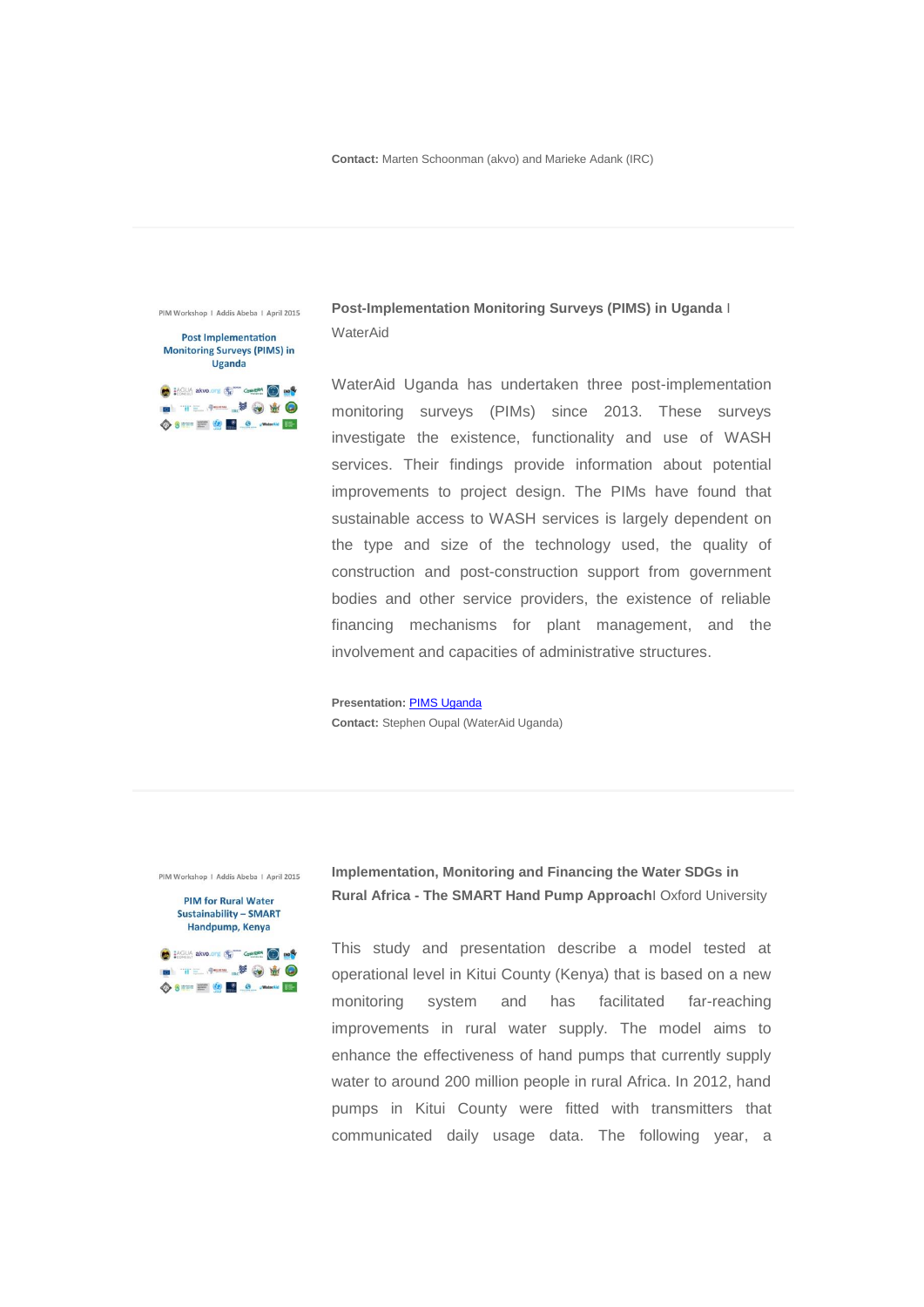**Contact:** Marten Schoonman (akvo) and Marieke Adank (IRC)

---

PIM Workshop I Addis Abeba I April 2015

Post Implementation Monitoring Surveys (PIMS) in Uganda

**Post-Implementation Monitoring Surveys (PIMS) in Uganda** I WaterAid

WaterAid Uganda has undertaken three post-implementation monitoring surveys (PIMs) since 2013. These surveys investigate the existence, functionality and use of WASH services. Their findings provide information about potential improvements to project design. The PIMs have found that sustainable access to WASH services is largely dependent on the type and size of the technology used, the quality of construction and post-construction support from government bodies and other service providers, the existence of reliable financing mechanisms for plant management, and the involvement and capacities of administrative structures.

**Presentation:** PIMS Uganda
**Contact:** Stephen Oupal (WaterAid Uganda)

---

PIM Workshop I Addis Abeba I April 2015

PIM for Rural Water Sustainability – SMART Handpump, Kenya

**Implementation, Monitoring and Financing the Water SDGs in Rural Africa - The SMART Hand Pump Approach**I Oxford University

This study and presentation describe a model tested at operational level in Kitui County (Kenya) that is based on a new monitoring system and has facilitated far-reaching improvements in rural water supply. The model aims to enhance the effectiveness of hand pumps that currently supply water to around 200 million people in rural Africa. In 2012, hand pumps in Kitui County were fitted with transmitters that communicated daily usage data. The following year, a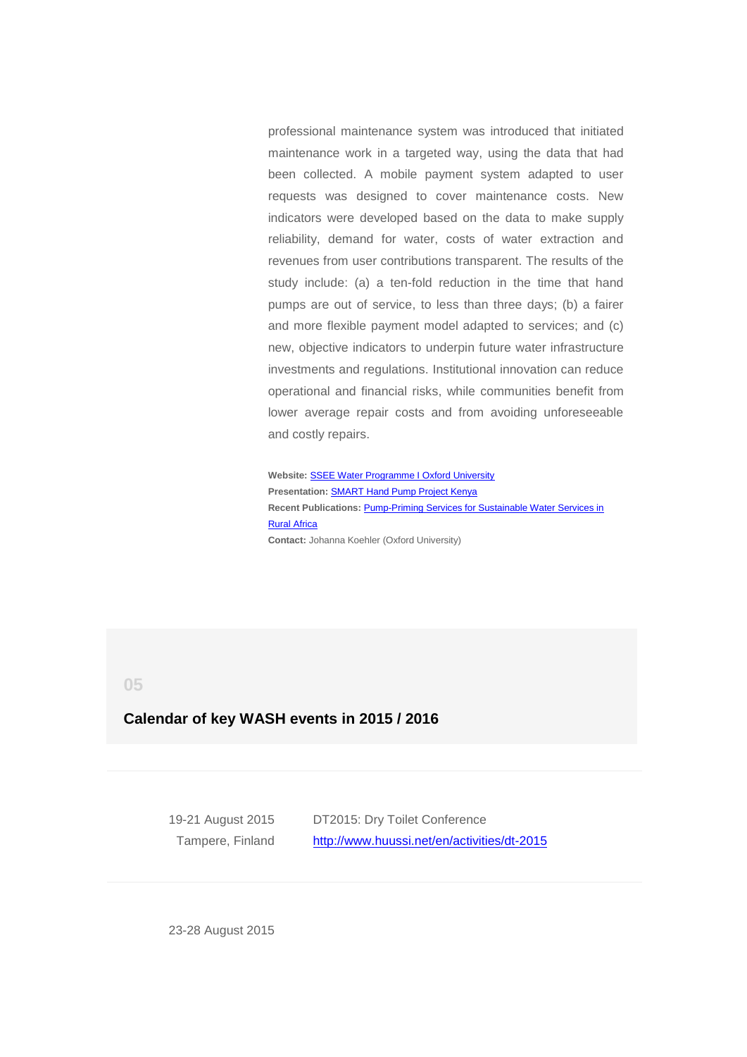professional maintenance system was introduced that initiated maintenance work in a targeted way, using the data that had been collected. A mobile payment system adapted to user requests was designed to cover maintenance costs. New indicators were developed based on the data to make supply reliability, demand for water, costs of water extraction and revenues from user contributions transparent. The results of the study include: (a) a ten-fold reduction in the time that hand pumps are out of service, to less than three days; (b) a fairer and more flexible payment model adapted to services; and (c) new, objective indicators to underpin future water infrastructure investments and regulations. Institutional innovation can reduce operational and financial risks, while communities benefit from lower average repair costs and from avoiding unforeseeable and costly repairs.

**Website:** SSEE Water Programme I Oxford University
**Presentation:** SMART Hand Pump Project Kenya
**Recent Publications:** Pump-Priming Services for Sustainable Water Services in Rural Africa
**Contact:** Johanna Koehler (Oxford University)

05

## Calendar of key WASH events in 2015 / 2016

| | |
|---|---|
| 19-21 August 2015<br>Tampere, Finland | DT2015: Dry Toilet Conference<br>http://www.huussi.net/en/activities/dt-2015 |
| 23-28 August 2015 | |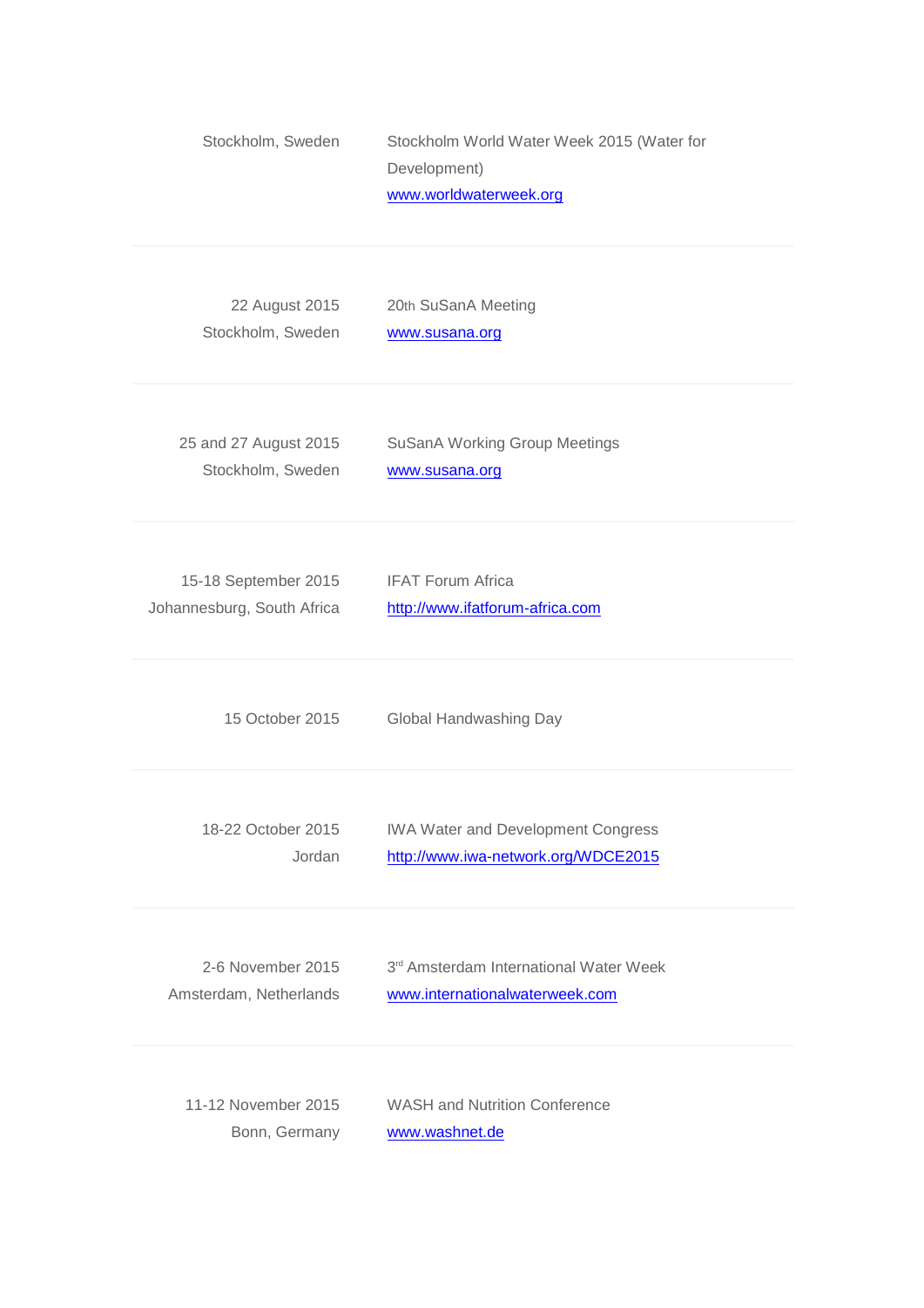| | |
|---|---|
| Stockholm, Sweden | Stockholm World Water Week 2015 (Water for Development)<br>www.worldwaterweek.org |
| 22 August 2015<br>Stockholm, Sweden | 20th SuSanA Meeting<br>www.susana.org |
| 25 and 27 August 2015<br>Stockholm, Sweden | SuSanA Working Group Meetings<br>www.susana.org |
| 15-18 September 2015<br>Johannesburg, South Africa | IFAT Forum Africa<br>http://www.ifatforum-africa.com |
| 15 October 2015 | Global Handwashing Day |
| 18-22 October 2015<br>Jordan | IWA Water and Development Congress<br>http://www.iwa-network.org/WDCE2015 |
| 2-6 November 2015<br>Amsterdam, Netherlands | 3rd Amsterdam International Water Week<br>www.internationalwaterweek.com |
| 11-12 November 2015<br>Bonn, Germany | WASH and Nutrition Conference<br>www.washnet.de |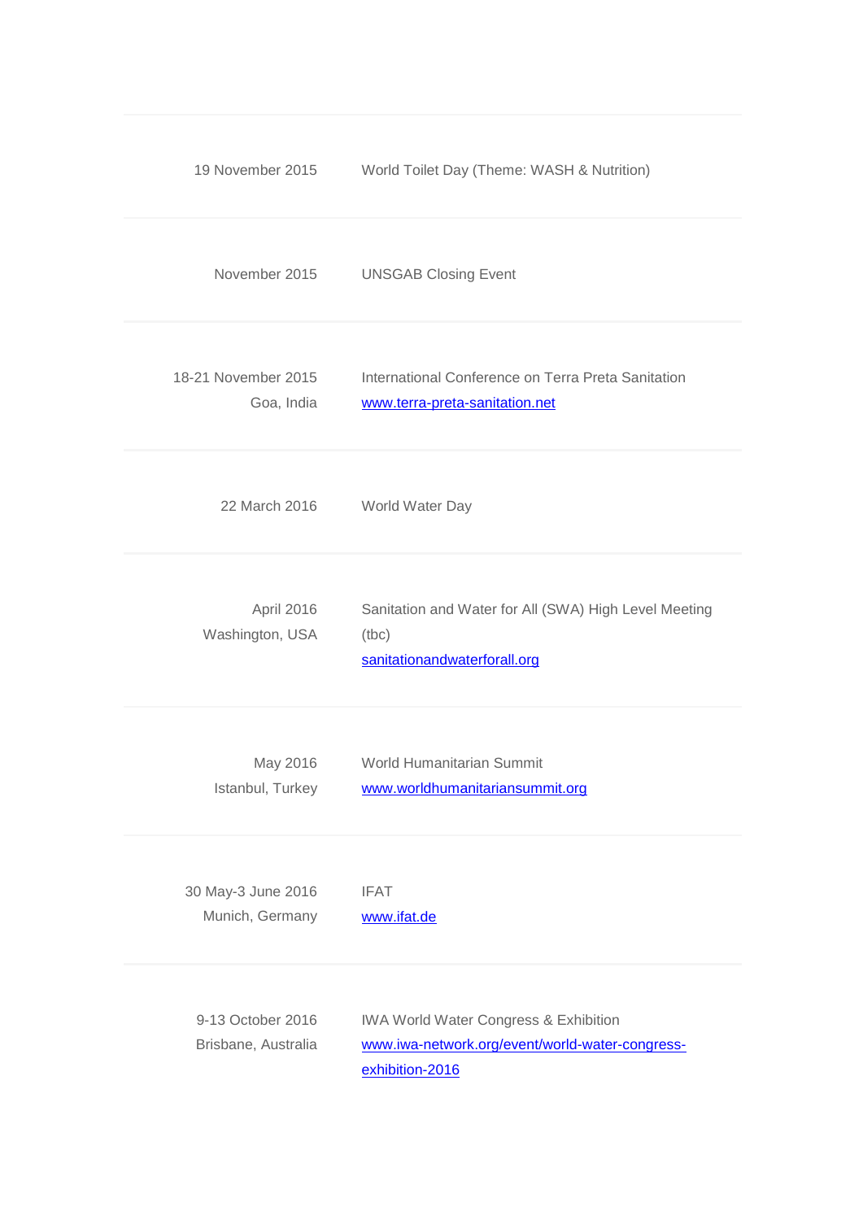| | |
|---|---|
| 19 November 2015 | World Toilet Day (Theme: WASH & Nutrition) |
| November 2015 | UNSGAB Closing Event |
| 18-21 November 2015<br>Goa, India | International Conference on Terra Preta Sanitation<br>[www.terra-preta-sanitation.net](http://www.terra-preta-sanitation.net) |
| 22 March 2016 | World Water Day |
| April 2016<br>Washington, USA | Sanitation and Water for All (SWA) High Level Meeting (tbc)<br>[sanitationandwaterforall.org](http://sanitationandwaterforall.org) |
| May 2016<br>Istanbul, Turkey | World Humanitarian Summit<br>[www.worldhumanitariansummit.org](http://www.worldhumanitariansummit.org) |
| 30 May-3 June 2016<br>Munich, Germany | IFAT<br>[www.ifat.de](http://www.ifat.de) |
| 9-13 October 2016<br>Brisbane, Australia | IWA World Water Congress & Exhibition<br>[www.iwa-network.org/event/world-water-congress-exhibition-2016](http://www.iwa-network.org/event/world-water-congress-exhibition-2016) |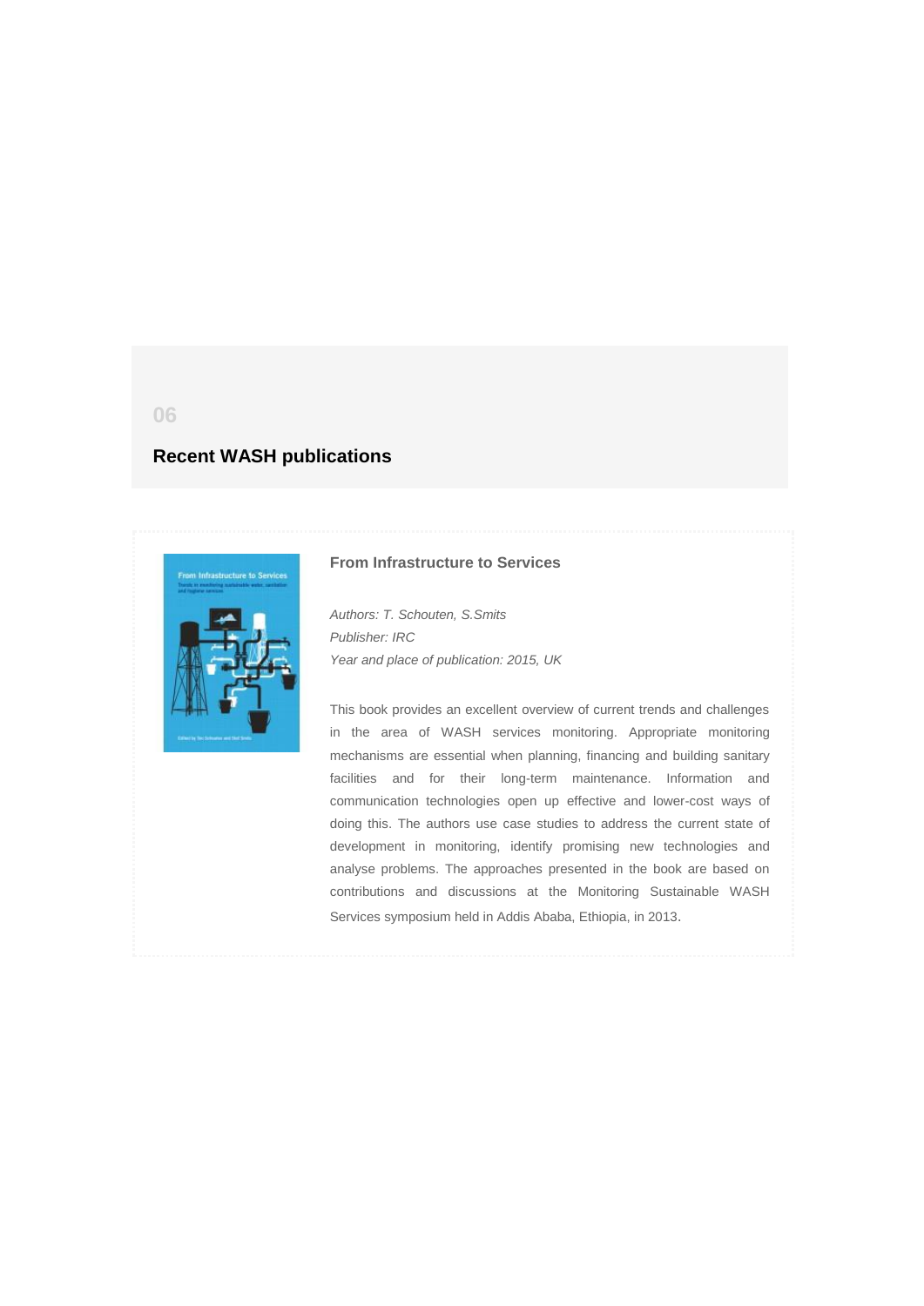06

## Recent WASH publications

### From Infrastructure to Services

*Authors: T. Schouten, S.Smits*
*Publisher: IRC*
*Year and place of publication: 2015, UK*

This book provides an excellent overview of current trends and challenges in the area of WASH services monitoring. Appropriate monitoring mechanisms are essential when planning, financing and building sanitary facilities and for their long-term maintenance. Information and communication technologies open up effective and lower-cost ways of doing this. The authors use case studies to address the current state of development in monitoring, identify promising new technologies and analyse problems. The approaches presented in the book are based on contributions and discussions at the Monitoring Sustainable WASH Services symposium held in Addis Ababa, Ethiopia, in 2013.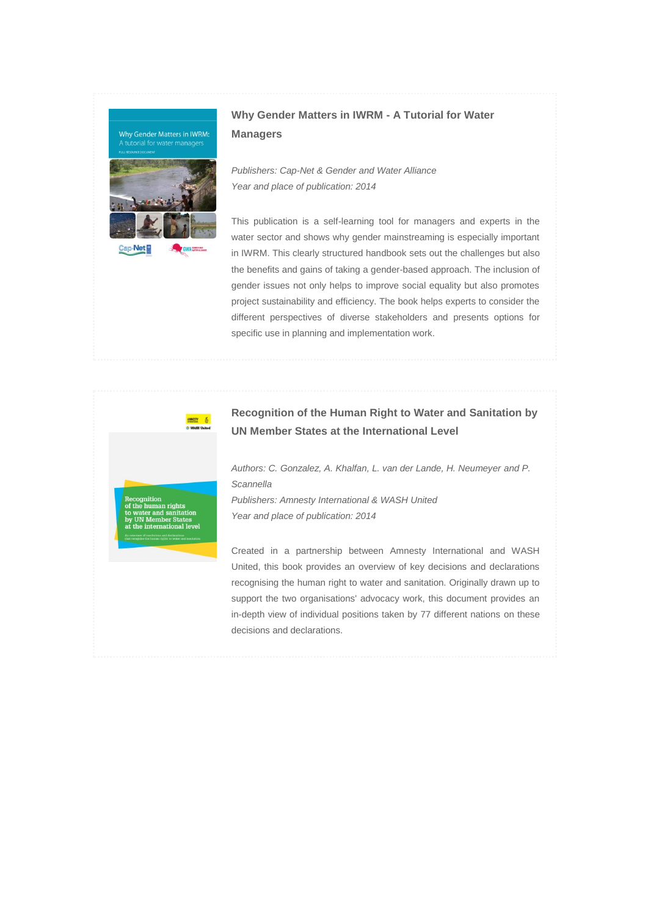## Why Gender Matters in IWRM - A Tutorial for Water Managers

*Publishers: Cap-Net & Gender and Water Alliance*
*Year and place of publication: 2014*

This publication is a self-learning tool for managers and experts in the water sector and shows why gender mainstreaming is especially important in IWRM. This clearly structured handbook sets out the challenges but also the benefits and gains of taking a gender-based approach. The inclusion of gender issues not only helps to improve social equality but also promotes project sustainability and efficiency. The book helps experts to consider the different perspectives of diverse stakeholders and presents options for specific use in planning and implementation work.

## Recognition of the Human Right to Water and Sanitation by UN Member States at the International Level

*Authors: C. Gonzalez, A. Khalfan, L. van der Lande, H. Neumeyer and P. Scannella*
*Publishers: Amnesty International & WASH United*
*Year and place of publication: 2014*

Created in a partnership between Amnesty International and WASH United, this book provides an overview of key decisions and declarations recognising the human right to water and sanitation. Originally drawn up to support the two organisations' advocacy work, this document provides an in-depth view of individual positions taken by 77 different nations on these decisions and declarations.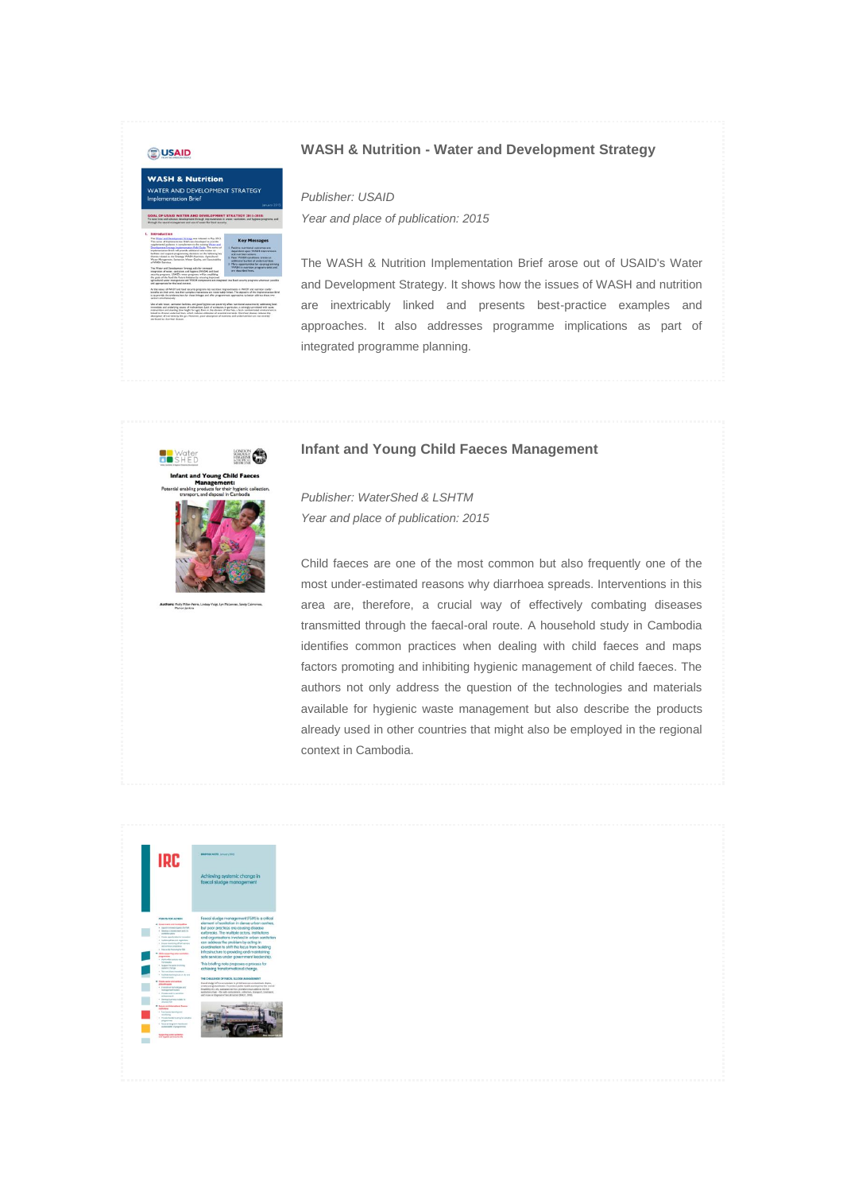## WASH & Nutrition - Water and Development Strategy

*Publisher: USAID*

*Year and place of publication: 2015*

The WASH & Nutrition Implementation Brief arose out of USAID's Water and Development Strategy. It shows how the issues of WASH and nutrition are inextricably linked and presents best-practice examples and approaches. It also addresses programme implications as part of integrated programme planning.

## Infant and Young Child Faeces Management

*Publisher: WaterShed & LSHTM*

*Year and place of publication: 2015*

Child faeces are one of the most common but also frequently one of the most under-estimated reasons why diarrhoea spreads. Interventions in this area are, therefore, a crucial way of effectively combating diseases transmitted through the faecal-oral route. A household study in Cambodia identifies common practices when dealing with child faeces and maps factors promoting and inhibiting hygienic management of child faeces. The authors not only address the question of the technologies and materials available for hygienic waste management but also describe the products already used in other countries that might also be employed in the regional context in Cambodia.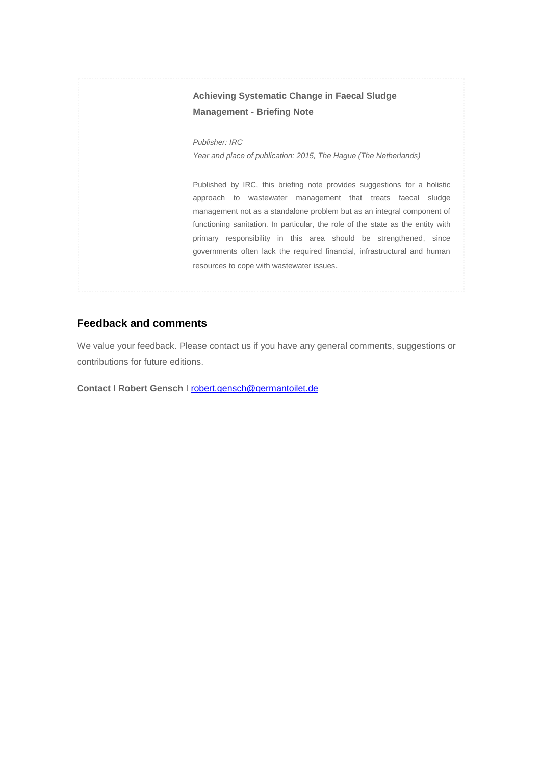**Achieving Systematic Change in Faecal Sludge Management - Briefing Note**

*Publisher: IRC*
*Year and place of publication: 2015, The Hague (The Netherlands)*

Published by IRC, this briefing note provides suggestions for a holistic approach to wastewater management that treats faecal sludge management not as a standalone problem but as an integral component of functioning sanitation. In particular, the role of the state as the entity with primary responsibility in this area should be strengthened, since governments often lack the required financial, infrastructural and human resources to cope with wastewater issues.

## Feedback and comments

We value your feedback. Please contact us if you have any general comments, suggestions or contributions for future editions.

**Contact** I **Robert Gensch** I robert.gensch@germantoilet.de